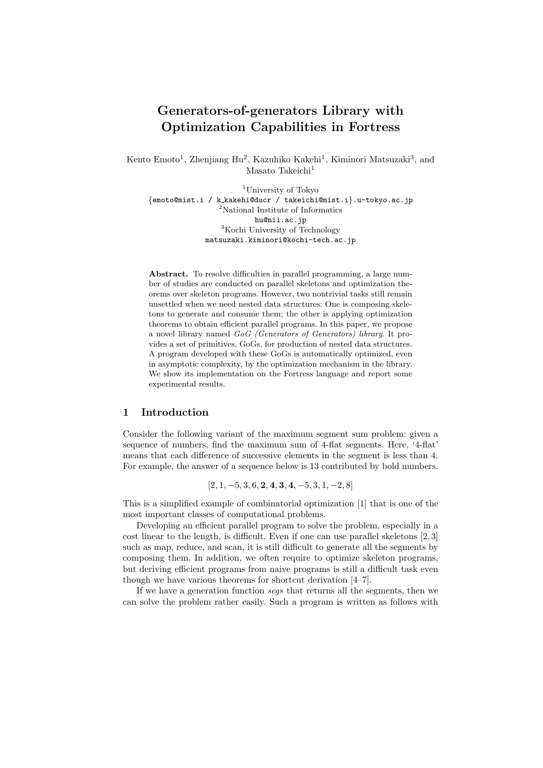# Generators-of-generators Library with Optimization Capabilities in Fortress

Kento Emoto[1], Zhenjiang Hu[2], Kazuhiko Kakehi[1], Kiminori Matsuzaki[3], and Masato Takeichi[1]

[1]University of Tokyo
{emoto@mist.i / k_kakehi@ducr / takeichi@mist.i}.u-tokyo.ac.jp
[2]National Institute of Informatics
hu@nii.ac.jp
[3]Kochi University of Technology
matsuzaki.kiminori@kochi-tech.ac.jp

**Abstract.** To resolve difficulties in parallel programming, a large number of studies are conducted on parallel skeletons and optimization theorems over skeleton programs. However, two nontrivial tasks still remain unsettled when we need nested data structures: One is composing skeletons to generate and consume them; the other is applying optimization theorems to obtain efficient parallel programs. In this paper, we propose a novel library named *GoG (Generators of Generators) library*. It provides a set of primitives, GoGs, for production of nested data structures. A program developed with these GoGs is automatically optimized, even in asymptotic complexity, by the optimization mechanism in the library. We show its implementation on the Fortress language and report some experimental results.

## 1 Introduction

Consider the following variant of the maximum segment sum problem: given a sequence of numbers, find the maximum sum of 4-flat segments. Here, '4-flat' means that each difference of successive elements in the segment is less than 4. For example, the answer of a sequence below is 13 contributed by bold numbers.

$$[2, 1, -5, 3, 6, \mathbf{2}, \mathbf{4}, \mathbf{3}, \mathbf{4}, -5, 3, 1, -2, 8]$$

This is a simplified example of combinatorial optimization [1] that is one of the most important classes of computational problems.

Developing an efficient parallel program to solve the problem, especially in a cost linear to the length, is difficult. Even if one can use parallel skeletons [2, 3] such as map, reduce, and scan, it is still difficult to generate all the segments by composing them. In addition, we often require to optimize skeleton programs, but deriving efficient programs from naive programs is still a difficult task even though we have various theorems for shortcut derivation [4–7].

If we have a generation function *segs* that returns all the segments, then we can solve the problem rather easily. Such a program is written as follows with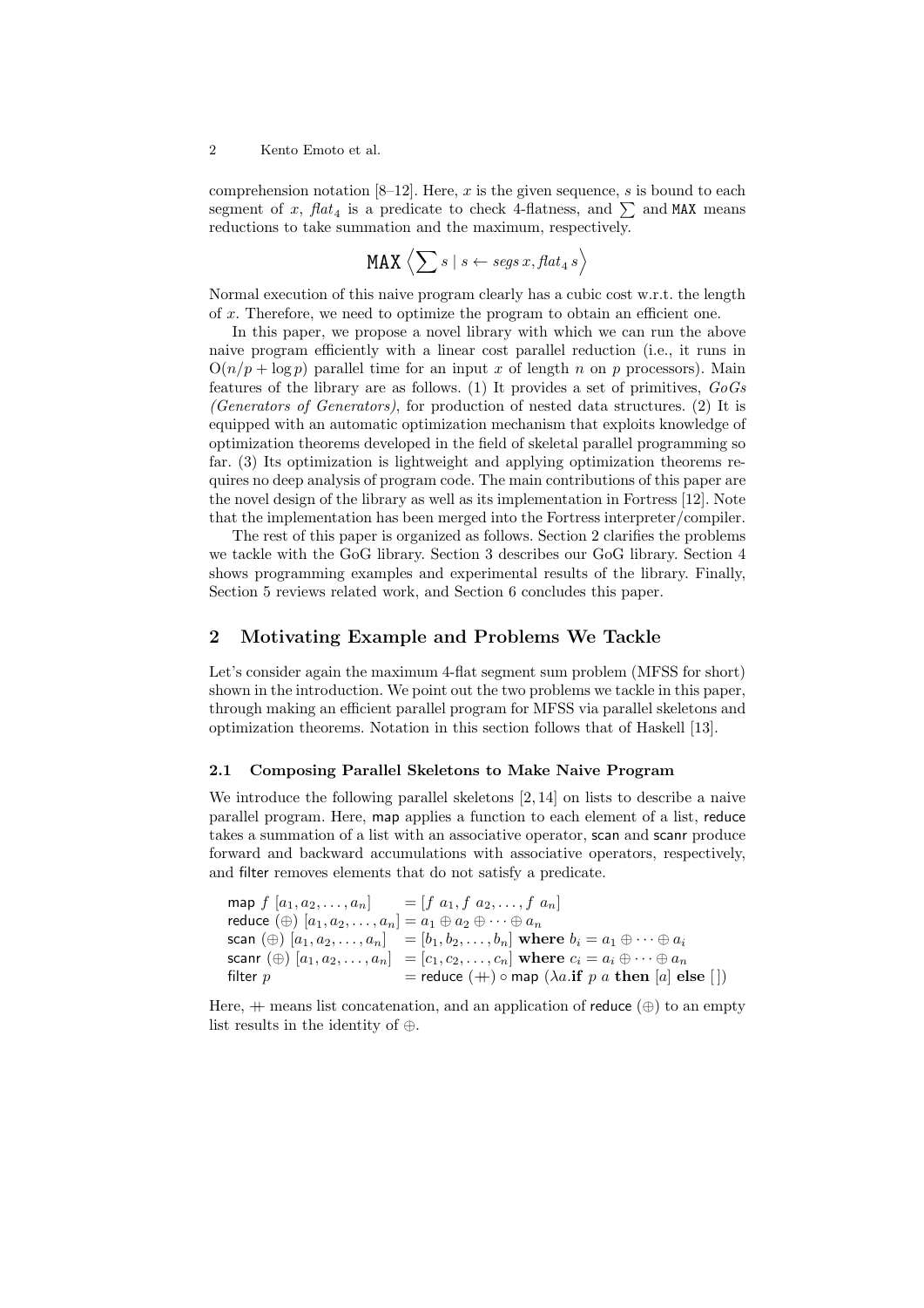comprehension notation [8–12]. Here, $x$ is the given sequence, $s$ is bound to each segment of $x$, $\mathit{flat}_4$ is a predicate to check 4-flatness, and $\sum$ and MAX means reductions to take summation and the maximum, respectively.

$$\texttt{MAX} \left\langle \sum s \mid s \leftarrow \mathit{segs}\, x, \mathit{flat}_4\, s \right\rangle$$

Normal execution of this naive program clearly has a cubic cost w.r.t. the length of $x$. Therefore, we need to optimize the program to obtain an efficient one.

In this paper, we propose a novel library with which we can run the above naive program efficiently with a linear cost parallel reduction (i.e., it runs in $\mathrm{O}(n/p + \log p)$ parallel time for an input $x$ of length $n$ on $p$ processors). Main features of the library are as follows. (1) It provides a set of primitives, *GoGs (Generators of Generators)*, for production of nested data structures. (2) It is equipped with an automatic optimization mechanism that exploits knowledge of optimization theorems developed in the field of skeletal parallel programming so far. (3) Its optimization is lightweight and applying optimization theorems requires no deep analysis of program code. The main contributions of this paper are the novel design of the library as well as its implementation in Fortress [12]. Note that the implementation has been merged into the Fortress interpreter/compiler.

The rest of this paper is organized as follows. Section 2 clarifies the problems we tackle with the GoG library. Section 3 describes our GoG library. Section 4 shows programming examples and experimental results of the library. Finally, Section 5 reviews related work, and Section 6 concludes this paper.

## 2 Motivating Example and Problems We Tackle

Let's consider again the maximum 4-flat segment sum problem (MFSS for short) shown in the introduction. We point out the two problems we tackle in this paper, through making an efficient parallel program for MFSS via parallel skeletons and optimization theorems. Notation in this section follows that of Haskell [13].

### 2.1 Composing Parallel Skeletons to Make Naive Program

We introduce the following parallel skeletons [2, 14] on lists to describe a naive parallel program. Here, map applies a function to each element of a list, reduce takes a summation of a list with an associative operator, scan and scanr produce forward and backward accumulations with associative operators, respectively, and filter removes elements that do not satisfy a predicate.

$$
\begin{aligned}
&\mathsf{map}\ f\ [a_1, a_2, \ldots, a_n] &&= [f\ a_1, f\ a_2, \ldots, f\ a_n] \\
&\mathsf{reduce}\ (\oplus)\ [a_1, a_2, \ldots, a_n] &&= a_1 \oplus a_2 \oplus \cdots \oplus a_n \\
&\mathsf{scan}\ (\oplus)\ [a_1, a_2, \ldots, a_n] &&= [b_1, b_2, \ldots, b_n]\ \textbf{where}\ b_i = a_1 \oplus \cdots \oplus a_i \\
&\mathsf{scanr}\ (\oplus)\ [a_1, a_2, \ldots, a_n] &&= [c_1, c_2, \ldots, c_n]\ \textbf{where}\ c_i = a_i \oplus \cdots \oplus a_n \\
&\mathsf{filter}\ p &&= \mathsf{reduce}\ (+\!\!+) \circ \mathsf{map}\ (\lambda a.\textbf{if}\ p\ a\ \textbf{then}\ [a]\ \textbf{else}\ [\,])
\end{aligned}
$$

Here, $+\!\!+$ means list concatenation, and an application of reduce $(\oplus)$ to an empty list results in the identity of $\oplus$.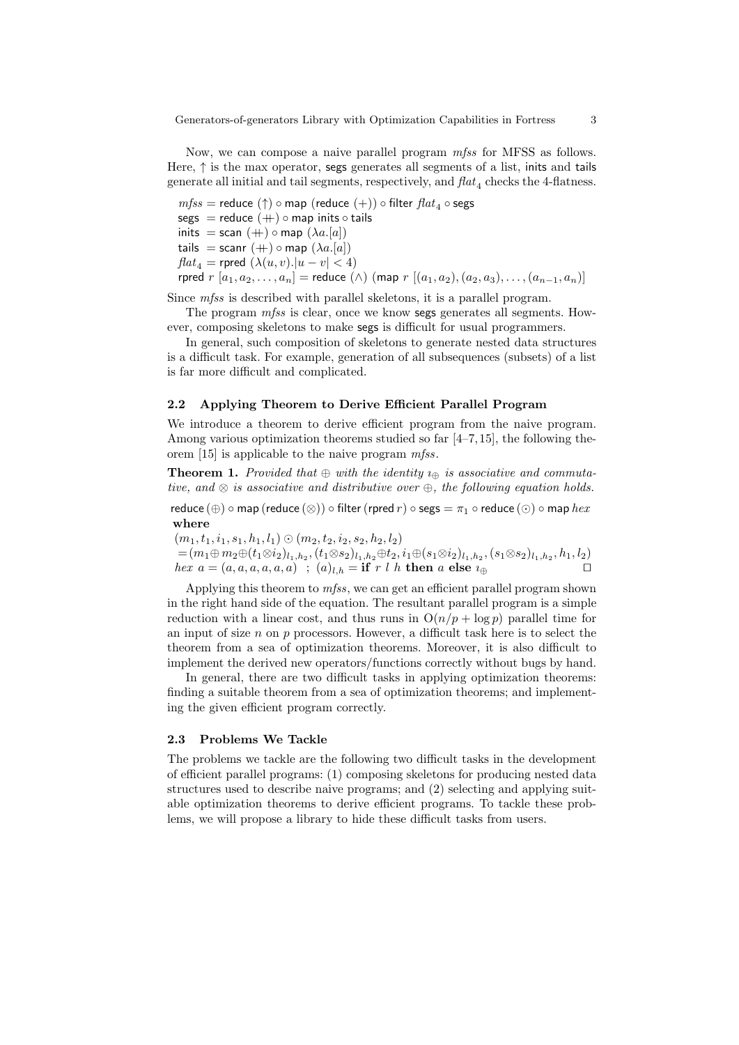Now, we can compose a naive parallel program *mfss* for MFSS as follows. Here, $\uparrow$ is the max operator, segs generates all segments of a list, inits and tails generate all initial and tail segments, respectively, and $\mathit{flat}_4$ checks the 4-flatness.

$$
\begin{aligned}
\mathit{mfss} &= \mathsf{reduce}\ (\uparrow) \circ \mathsf{map}\ (\mathsf{reduce}\ (+)) \circ \mathsf{filter}\ \mathit{flat}_4 \circ \mathsf{segs} \\
\mathsf{segs} &= \mathsf{reduce}\ (+\!\!+) \circ \mathsf{map\ inits} \circ \mathsf{tails} \\
\mathsf{inits} &= \mathsf{scan}\ (+\!\!+) \circ \mathsf{map}\ (\lambda a.[a]) \\
\mathsf{tails} &= \mathsf{scanr}\ (+\!\!+) \circ \mathsf{map}\ (\lambda a.[a]) \\
\mathit{flat}_4 &= \mathsf{rpred}\ (\lambda(u,v).|u-v| < 4) \\
\mathsf{rpred}\ r\ [a_1, a_2, \ldots, a_n] &= \mathsf{reduce}\ (\wedge)\ (\mathsf{map}\ r\ [(a_1,a_2),(a_2,a_3),\ldots,(a_{n-1},a_n)])
\end{aligned}
$$

Since *mfss* is described with parallel skeletons, it is a parallel program.

The program *mfss* is clear, once we know segs generates all segments. However, composing skeletons to make segs is difficult for usual programmers.

In general, such composition of skeletons to generate nested data structures is a difficult task. For example, generation of all subsequences (subsets) of a list is far more difficult and complicated.

### 2.2 Applying Theorem to Derive Efficient Parallel Program

We introduce a theorem to derive efficient program from the naive program. Among various optimization theorems studied so far [4–7,15], the following theorem [15] is applicable to the naive program *mfss*.

**Theorem 1.** *Provided that $\oplus$ with the identity $\imath_\oplus$ is associative and commutative, and $\otimes$ is associative and distributive over $\oplus$, the following equation holds.*

$$\mathsf{reduce}\,(\oplus) \circ \mathsf{map}\,(\mathsf{reduce}\,(\otimes)) \circ \mathsf{filter}\,(\mathsf{rpred}\ r) \circ \mathsf{segs} = \pi_1 \circ \mathsf{reduce}\,(\odot) \circ \mathsf{map}\ \mathit{hex}$$

**where**

$$
\begin{aligned}
&(m_1, t_1, i_1, s_1, h_1, l_1) \odot (m_2, t_2, i_2, s_2, h_2, l_2) \\
&\quad = (m_1 \oplus m_2 \oplus (t_1 \otimes i_2)_{l_1,h_2}, (t_1 \otimes s_2)_{l_1,h_2} \oplus t_2, i_1 \oplus (s_1 \otimes i_2)_{l_1,h_2}, (s_1 \otimes s_2)_{l_1,h_2}, h_1, l_2) \\
&\mathit{hex}\ a = (a,a,a,a,a,a) \ \ ;\ (a)_{l,h} = \textbf{if}\ r\ l\ h\ \textbf{then}\ a\ \textbf{else}\ \imath_\oplus
\end{aligned}
$$

$\square$

Applying this theorem to *mfss*, we can get an efficient parallel program shown in the right hand side of the equation. The resultant parallel program is a simple reduction with a linear cost, and thus runs in $O(n/p + \log p)$ parallel time for an input of size $n$ on $p$ processors. However, a difficult task here is to select the theorem from a sea of optimization theorems. Moreover, it is also difficult to implement the derived new operators/functions correctly without bugs by hand.

In general, there are two difficult tasks in applying optimization theorems: finding a suitable theorem from a sea of optimization theorems; and implementing the given efficient program correctly.

### 2.3 Problems We Tackle

The problems we tackle are the following two difficult tasks in the development of efficient parallel programs: (1) composing skeletons for producing nested data structures used to describe naive programs; and (2) selecting and applying suitable optimization theorems to derive efficient programs. To tackle these problems, we will propose a library to hide these difficult tasks from users.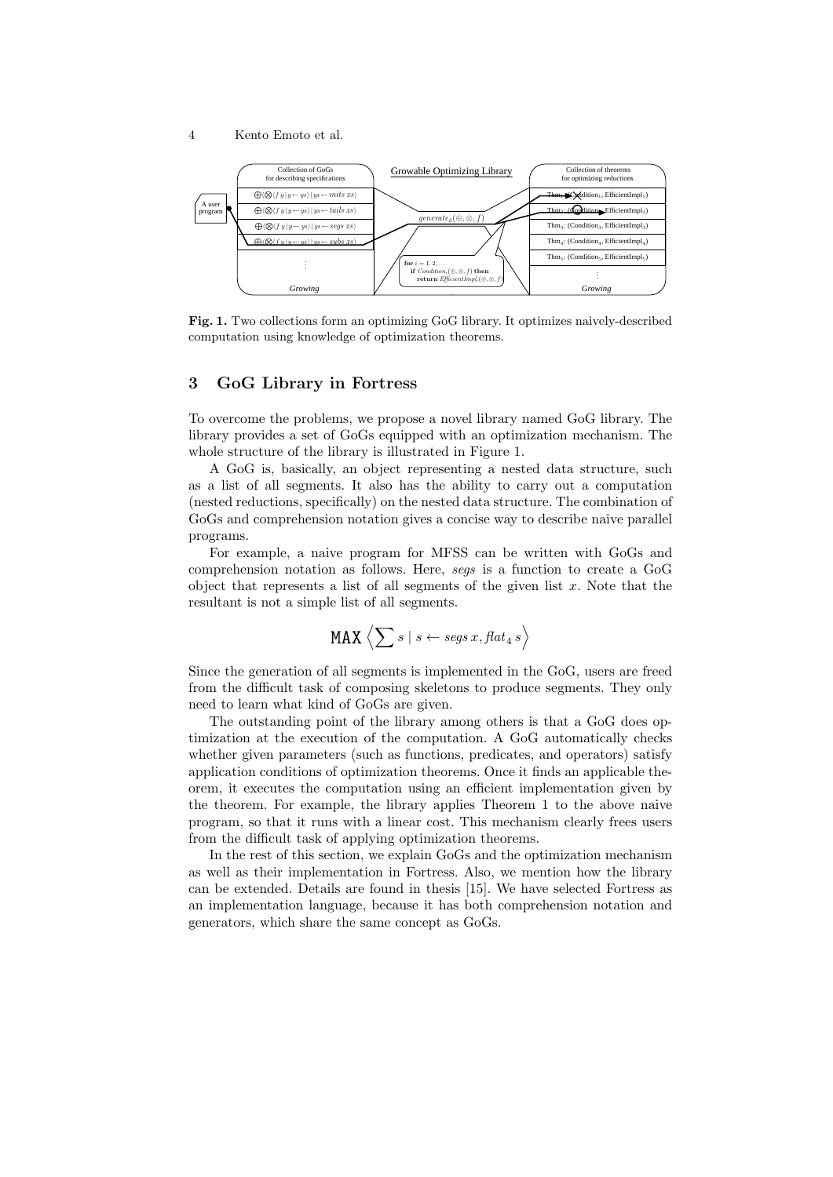Fig. 1. Two collections form an optimizing GoG library. It optimizes naively-described computation using knowledge of optimization theorems.

## 3 GoG Library in Fortress

To overcome the problems, we propose a novel library named GoG library. The library provides a set of GoGs equipped with an optimization mechanism. The whole structure of the library is illustrated in Figure 1.

A GoG is, basically, an object representing a nested data structure, such as a list of all segments. It also has the ability to carry out a computation (nested reductions, specifically) on the nested data structure. The combination of GoGs and comprehension notation gives a concise way to describe naive parallel programs.

For example, a naive program for MFSS can be written with GoGs and comprehension notation as follows. Here, *segs* is a function to create a GoG object that represents a list of all segments of the given list $x$. Note that the resultant is not a simple list of all segments.

$$\texttt{MAX} \left\langle \sum s \mid s \leftarrow segs\, x, flat_4\, s \right\rangle$$

Since the generation of all segments is implemented in the GoG, users are freed from the difficult task of composing skeletons to produce segments. They only need to learn what kind of GoGs are given.

The outstanding point of the library among others is that a GoG does optimization at the execution of the computation. A GoG automatically checks whether given parameters (such as functions, predicates, and operators) satisfy application conditions of optimization theorems. Once it finds an applicable theorem, it executes the computation using an efficient implementation given by the theorem. For example, the library applies Theorem 1 to the above naive program, so that it runs with a linear cost. This mechanism clearly frees users from the difficult task of applying optimization theorems.

In the rest of this section, we explain GoGs and the optimization mechanism as well as their implementation in Fortress. Also, we mention how the library can be extended. Details are found in thesis [15]. We have selected Fortress as an implementation language, because it has both comprehension notation and generators, which share the same concept as GoGs.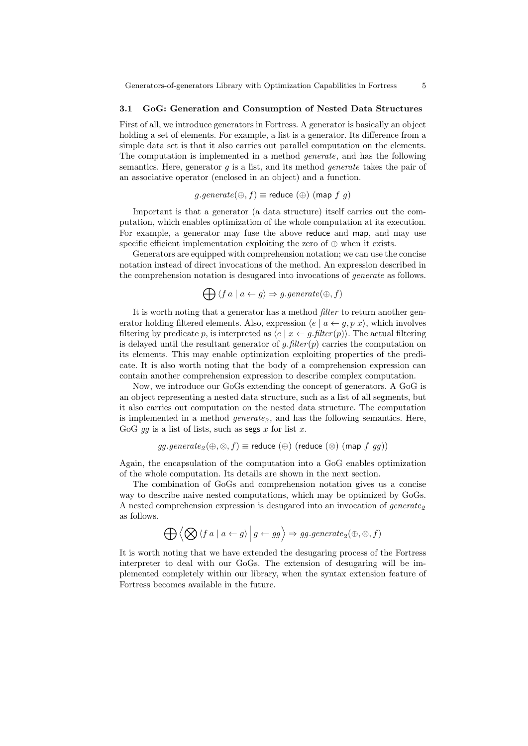### 3.1 GoG: Generation and Consumption of Nested Data Structures

First of all, we introduce generators in Fortress. A generator is basically an object holding a set of elements. For example, a list is a generator. Its difference from a simple data set is that it also carries out parallel computation on the elements. The computation is implemented in a method *generate*, and has the following semantics. Here, generator $g$ is a list, and its method *generate* takes the pair of an associative operator (enclosed in an object) and a function.

$$g.generate(\oplus, f) \equiv \textsf{reduce}\ (\oplus)\ (\textsf{map}\ f\ g)$$

Important is that a generator (a data structure) itself carries out the computation, which enables optimization of the whole computation at its execution. For example, a generator may fuse the above reduce and map, and may use specific efficient implementation exploiting the zero of $\oplus$ when it exists.

Generators are equipped with comprehension notation; we can use the concise notation instead of direct invocations of the method. An expression described in the comprehension notation is desugared into invocations of *generate* as follows.

$$\bigoplus \langle f\ a \mid a \leftarrow g \rangle \Rightarrow g.generate(\oplus, f)$$

It is worth noting that a generator has a method *filter* to return another generator holding filtered elements. Also, expression $\langle e \mid a \leftarrow g, p\ x \rangle$, which involves filtering by predicate $p$, is interpreted as $\langle e \mid x \leftarrow g.\mathit{filter}(p) \rangle$. The actual filtering is delayed until the resultant generator of $g.\mathit{filter}(p)$ carries the computation on its elements. This may enable optimization exploiting properties of the predicate. It is also worth noting that the body of a comprehension expression can contain another comprehension expression to describe complex computation.

Now, we introduce our GoGs extending the concept of generators. A GoG is an object representing a nested data structure, such as a list of all segments, but it also carries out computation on the nested data structure. The computation is implemented in a method $generate_2$, and has the following semantics. Here, GoG $gg$ is a list of lists, such as segs $x$ for list $x$.

$$gg.generate_2(\oplus, \otimes, f) \equiv \textsf{reduce}\ (\oplus)\ (\textsf{reduce}\ (\otimes)\ (\textsf{map}\ f\ gg))$$

Again, the encapsulation of the computation into a GoG enables optimization of the whole computation. Its details are shown in the next section.

The combination of GoGs and comprehension notation gives us a concise way to describe naive nested computations, which may be optimized by GoGs. A nested comprehension expression is desugared into an invocation of $generate_2$ as follows.

$$\bigoplus \left\langle \bigotimes \langle f\ a \mid a \leftarrow g \rangle \,\middle|\, g \leftarrow gg \right\rangle \Rightarrow gg.generate_2(\oplus, \otimes, f)$$

It is worth noting that we have extended the desugaring process of the Fortress interpreter to deal with our GoGs. The extension of desugaring will be implemented completely within our library, when the syntax extension feature of Fortress becomes available in the future.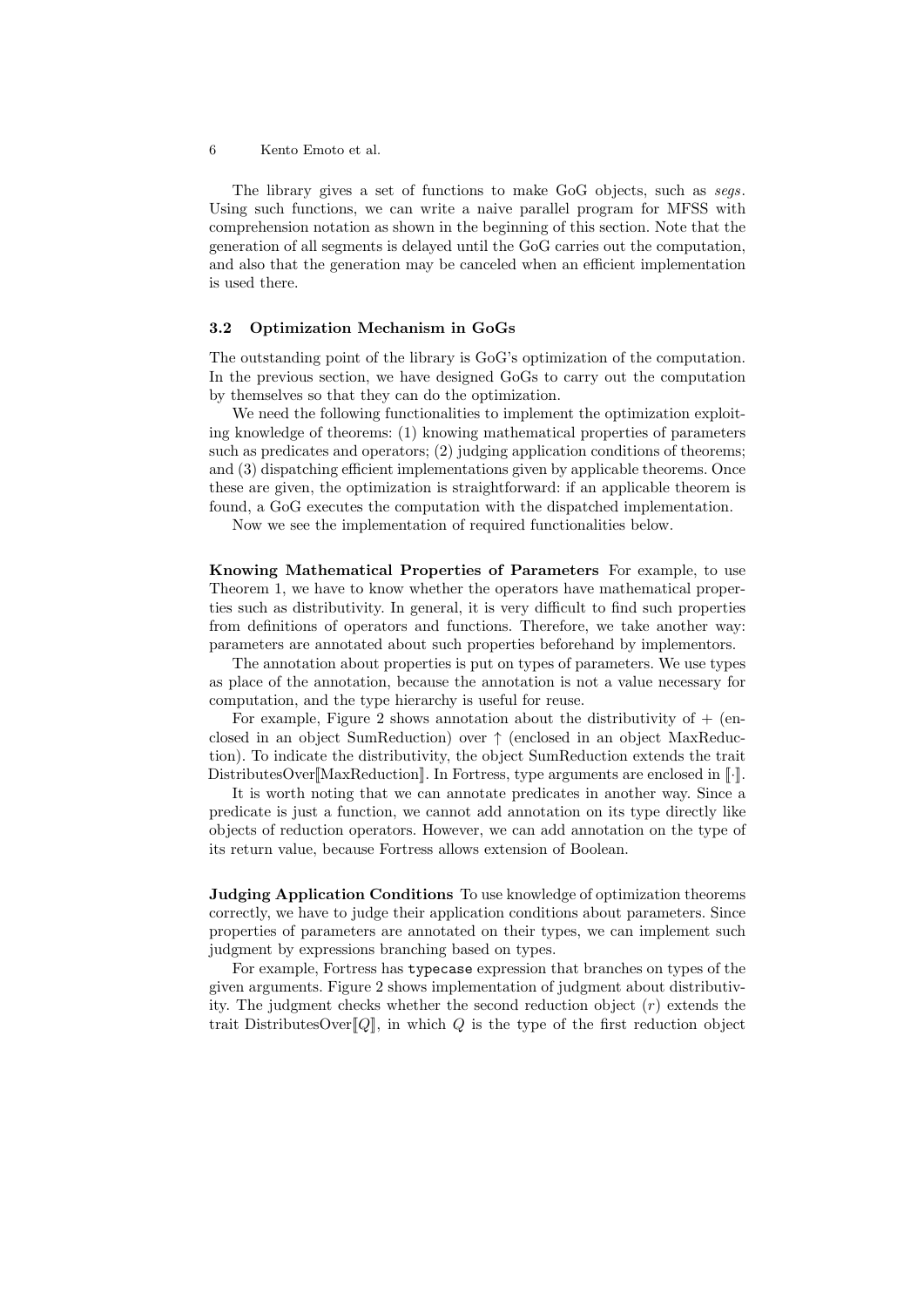The library gives a set of functions to make GoG objects, such as *segs*. Using such functions, we can write a naive parallel program for MFSS with comprehension notation as shown in the beginning of this section. Note that the generation of all segments is delayed until the GoG carries out the computation, and also that the generation may be canceled when an efficient implementation is used there.

### 3.2 Optimization Mechanism in GoGs

The outstanding point of the library is GoG's optimization of the computation. In the previous section, we have designed GoGs to carry out the computation by themselves so that they can do the optimization.

We need the following functionalities to implement the optimization exploiting knowledge of theorems: (1) knowing mathematical properties of parameters such as predicates and operators; (2) judging application conditions of theorems; and (3) dispatching efficient implementations given by applicable theorems. Once these are given, the optimization is straightforward: if an applicable theorem is found, a GoG executes the computation with the dispatched implementation.

Now we see the implementation of required functionalities below.

**Knowing Mathematical Properties of Parameters** For example, to use Theorem 1, we have to know whether the operators have mathematical properties such as distributivity. In general, it is very difficult to find such properties from definitions of operators and functions. Therefore, we take another way: parameters are annotated about such properties beforehand by implementors.

The annotation about properties is put on types of parameters. We use types as place of the annotation, because the annotation is not a value necessary for computation, and the type hierarchy is useful for reuse.

For example, Figure 2 shows annotation about the distributivity of $+$ (enclosed in an object SumReduction) over $\uparrow$ (enclosed in an object MaxReduction). To indicate the distributivity, the object SumReduction extends the trait DistributesOver⟦MaxReduction⟧. In Fortress, type arguments are enclosed in ⟦·⟧.

It is worth noting that we can annotate predicates in another way. Since a predicate is just a function, we cannot add annotation on its type directly like objects of reduction operators. However, we can add annotation on the type of its return value, because Fortress allows extension of Boolean.

**Judging Application Conditions** To use knowledge of optimization theorems correctly, we have to judge their application conditions about parameters. Since properties of parameters are annotated on their types, we can implement such judgment by expressions branching based on types.

For example, Fortress has `typecase` expression that branches on types of the given arguments. Figure 2 shows implementation of judgment about distributivity. The judgment checks whether the second reduction object ($r$) extends the trait DistributesOver⟦$Q$⟧, in which $Q$ is the type of the first reduction object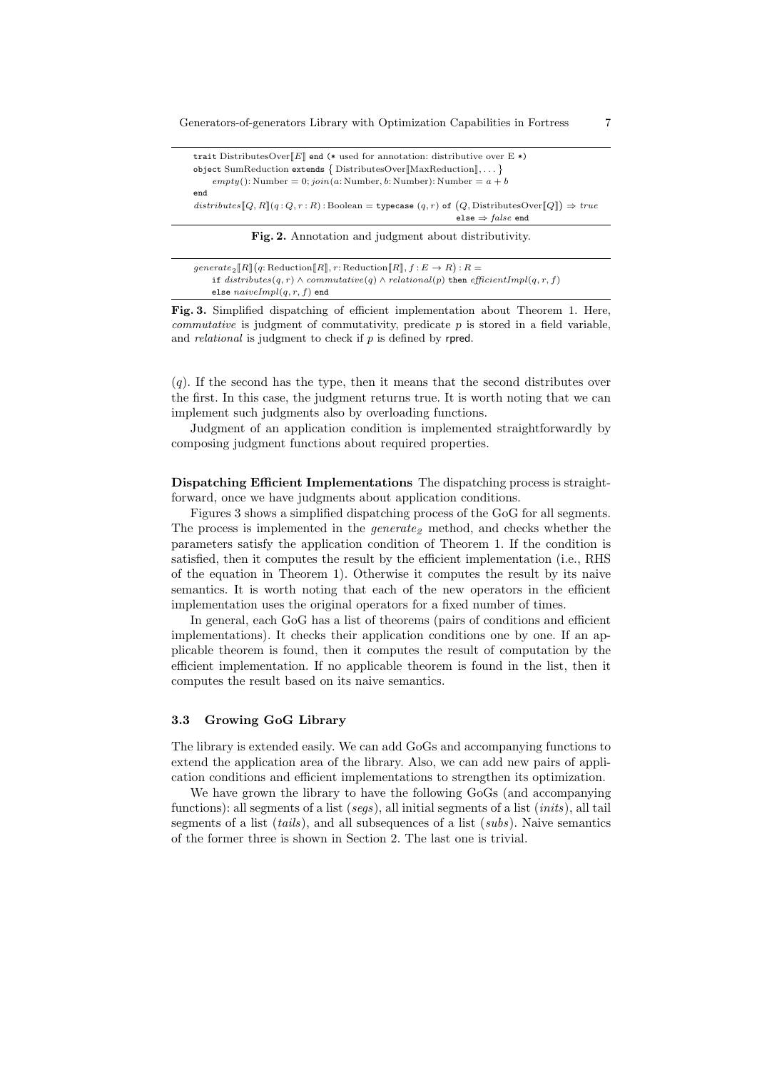```
trait DistributesOver⟦E⟧ end (* used for annotation: distributive over E *)
object SumReduction extends { DistributesOver⟦MaxReduction⟧, ... }
    empty(): Number = 0; join(a: Number, b: Number): Number = a + b
end
distributes⟦Q, R⟧(q : Q, r : R) : Boolean = typecase (q, r) of (Q, DistributesOver⟦Q⟧) ⇒ true
                                                               else ⇒ false end
```

**Fig. 2.** Annotation and judgment about distributivity.

```
generate_2⟦R⟧(q: Reduction⟦R⟧, r: Reduction⟦R⟧, f : E → R) : R =
    if distributes(q, r) ∧ commutative(q) ∧ relational(p) then efficientImpl(q, r, f)
    else naiveImpl(q, r, f) end
```

**Fig. 3.** Simplified dispatching of efficient implementation about Theorem 1. Here, *commutative* is judgment of commutativity, predicate $p$ is stored in a field variable, and *relational* is judgment to check if $p$ is defined by rpred.

($q$). If the second has the type, then it means that the second distributes over the first. In this case, the judgment returns true. It is worth noting that we can implement such judgments also by overloading functions.

Judgment of an application condition is implemented straightforwardly by composing judgment functions about required properties.

**Dispatching Efficient Implementations** The dispatching process is straightforward, once we have judgments about application conditions.

Figures 3 shows a simplified dispatching process of the GoG for all segments. The process is implemented in the $generate_2$ method, and checks whether the parameters satisfy the application condition of Theorem 1. If the condition is satisfied, then it computes the result by the efficient implementation (i.e., RHS of the equation in Theorem 1). Otherwise it computes the result by its naive semantics. It is worth noting that each of the new operators in the efficient implementation uses the original operators for a fixed number of times.

In general, each GoG has a list of theorems (pairs of conditions and efficient implementations). It checks their application conditions one by one. If an applicable theorem is found, then it computes the result of computation by the efficient implementation. If no applicable theorem is found in the list, then it computes the result based on its naive semantics.

### 3.3 Growing GoG Library

The library is extended easily. We can add GoGs and accompanying functions to extend the application area of the library. Also, we can add new pairs of application conditions and efficient implementations to strengthen its optimization.

We have grown the library to have the following GoGs (and accompanying functions): all segments of a list (*segs*), all initial segments of a list (*inits*), all tail segments of a list (*tails*), and all subsequences of a list (*subs*). Naive semantics of the former three is shown in Section 2. The last one is trivial.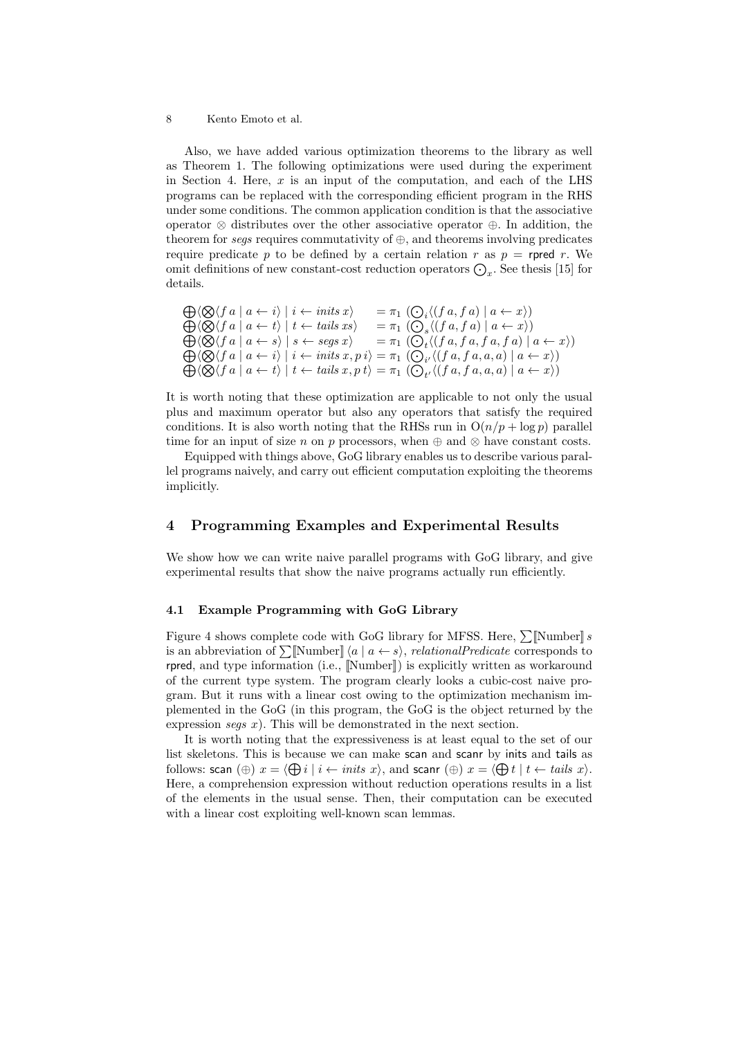Also, we have added various optimization theorems to the library as well as Theorem 1. The following optimizations were used during the experiment in Section 4. Here, $x$ is an input of the computation, and each of the LHS programs can be replaced with the corresponding efficient program in the RHS under some conditions. The common application condition is that the associative operator $\otimes$ distributes over the other associative operator $\oplus$. In addition, the theorem for *segs* requires commutativity of $\oplus$, and theorems involving predicates require predicate $p$ to be defined by a certain relation $r$ as $p = \mathsf{rpred}\ r$. We omit definitions of new constant-cost reduction operators $\bigodot_x$. See thesis [15] for details.

$$
\begin{array}{ll}
\bigoplus\langle \bigotimes\langle f\,a \mid a \leftarrow i\rangle \mid i \leftarrow \mathit{inits}\,x\rangle & = \pi_1\ (\bigodot_i\langle (f\,a, f\,a) \mid a \leftarrow x\rangle) \\
\bigoplus\langle \bigotimes\langle f\,a \mid a \leftarrow t\rangle \mid t \leftarrow \mathit{tails}\,xs\rangle & = \pi_1\ (\bigodot_s\langle (f\,a, f\,a) \mid a \leftarrow x\rangle) \\
\bigoplus\langle \bigotimes\langle f\,a \mid a \leftarrow s\rangle \mid s \leftarrow \mathit{segs}\,x\rangle & = \pi_1\ (\bigodot_t\langle (f\,a, f\,a, f\,a, f\,a) \mid a \leftarrow x\rangle) \\
\bigoplus\langle \bigotimes\langle f\,a \mid a \leftarrow i\rangle \mid i \leftarrow \mathit{inits}\,x, p\,i\rangle & = \pi_1\ (\bigodot_{i'}\langle (f\,a, f\,a, a, a) \mid a \leftarrow x\rangle) \\
\bigoplus\langle \bigotimes\langle f\,a \mid a \leftarrow t\rangle \mid t \leftarrow \mathit{tails}\,x, p\,t\rangle & = \pi_1\ (\bigodot_{t'}\langle (f\,a, f\,a, a, a) \mid a \leftarrow x\rangle)
\end{array}
$$

It is worth noting that these optimization are applicable to not only the usual plus and maximum operator but also any operators that satisfy the required conditions. It is also worth noting that the RHSs run in $O(n/p + \log p)$ parallel time for an input of size $n$ on $p$ processors, when $\oplus$ and $\otimes$ have constant costs.

Equipped with things above, GoG library enables us to describe various parallel programs naively, and carry out efficient computation exploiting the theorems implicitly.

## 4 Programming Examples and Experimental Results

We show how we can write naive parallel programs with GoG library, and give experimental results that show the naive programs actually run efficiently.

### 4.1 Example Programming with GoG Library

Figure 4 shows complete code with GoG library for MFSS. Here, $\sum[\![\text{Number}]\!]\ s$ is an abbreviation of $\sum[\![\text{Number}]\!]\ \langle a \mid a \leftarrow s\rangle$, *relationalPredicate* corresponds to rpred, and type information (i.e., $[\![\text{Number}]\!]$) is explicitly written as workaround of the current type system. The program clearly looks a cubic-cost naive program. But it runs with a linear cost owing to the optimization mechanism implemented in the GoG (in this program, the GoG is the object returned by the expression *segs* $x$). This will be demonstrated in the next section.

It is worth noting that the expressiveness is at least equal to the set of our list skeletons. This is because we can make scan and scanr by inits and tails as follows: $\mathsf{scan}\ (\oplus)\ x = \langle \bigoplus i \mid i \leftarrow \mathit{inits}\ x\rangle$, and $\mathsf{scanr}\ (\oplus)\ x = \langle \bigoplus t \mid t \leftarrow \mathit{tails}\ x\rangle$. Here, a comprehension expression without reduction operations results in a list of the elements in the usual sense. Then, their computation can be executed with a linear cost exploiting well-known scan lemmas.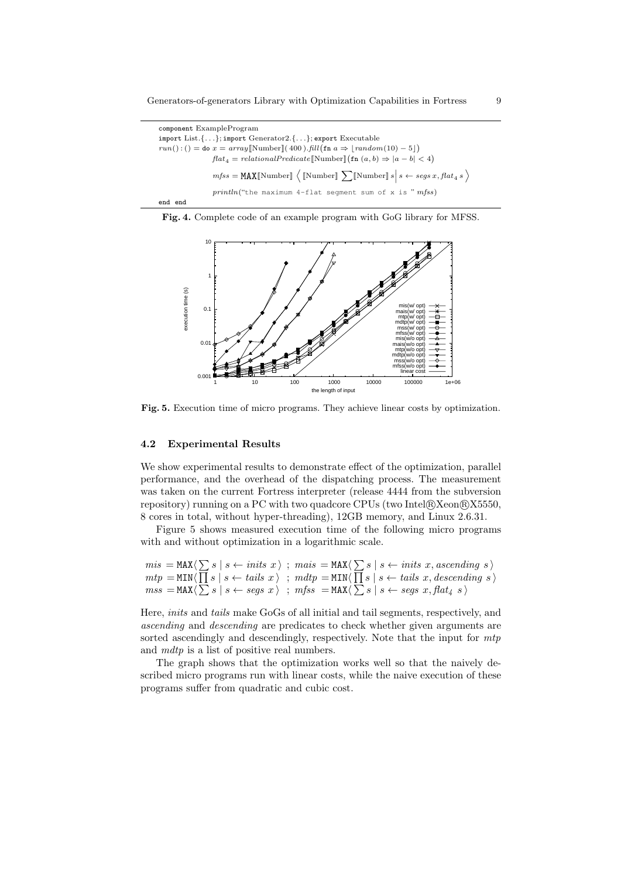```
component ExampleProgram
import List.{...}; import Generator2.{...}; export Executable
run() : () = do x = array⟦Number⟧(400).fill(fn a ⇒ ⌊random(10) − 5⌋)
              flat_4 = relationalPredicate⟦Number⟧(fn (a, b) ⇒ |a − b| < 4)
              mfss = MAX⟦Number⟧ ⟨ ⟦Number⟧ ∑⟦Number⟧ s | s ← segs x, flat_4 s ⟩
              println("the maximum 4-flat segment sum of x is " mfss)
end end
```

**Fig. 4.** Complete code of an example program with GoG library for MFSS.

**Fig. 5.** Execution time of micro programs. They achieve linear costs by optimization.

### 4.2 Experimental Results

We show experimental results to demonstrate effect of the optimization, parallel performance, and the overhead of the dispatching process. The measurement was taken on the current Fortress interpreter (release 4444 from the subversion repository) running on a PC with two quadcore CPUs (two Intel®Xeon®X5550, 8 cores in total, without hyper-threading), 12GB memory, and Linux 2.6.31.

Figure 5 shows measured execution time of the following micro programs with and without optimization in a logarithmic scale.

$$
\begin{aligned}
mis &= \mathtt{MAX}\langle \textstyle\sum s \mid s \leftarrow inits\ x \rangle \ ; \ mais = \mathtt{MAX}\langle \textstyle\sum s \mid s \leftarrow inits\ x, ascending\ s \rangle \\
mtp &= \mathtt{MIN}\langle \textstyle\prod s \mid s \leftarrow tails\ x \rangle \ ; \ mdtp = \mathtt{MIN}\langle \textstyle\prod s \mid s \leftarrow tails\ x, descending\ s \rangle \\
mss &= \mathtt{MAX}\langle \textstyle\sum s \mid s \leftarrow segs\ x \rangle \ ; \ mfss = \mathtt{MAX}\langle \textstyle\sum s \mid s \leftarrow segs\ x, flat_4\ s \rangle
\end{aligned}
$$

Here, *inits* and *tails* make GoGs of all initial and tail segments, respectively, and *ascending* and *descending* are predicates to check whether given arguments are sorted ascendingly and descendingly, respectively. Note that the input for *mtp* and *mdtp* is a list of positive real numbers.

The graph shows that the optimization works well so that the naively described micro programs run with linear costs, while the naive execution of these programs suffer from quadratic and cubic cost.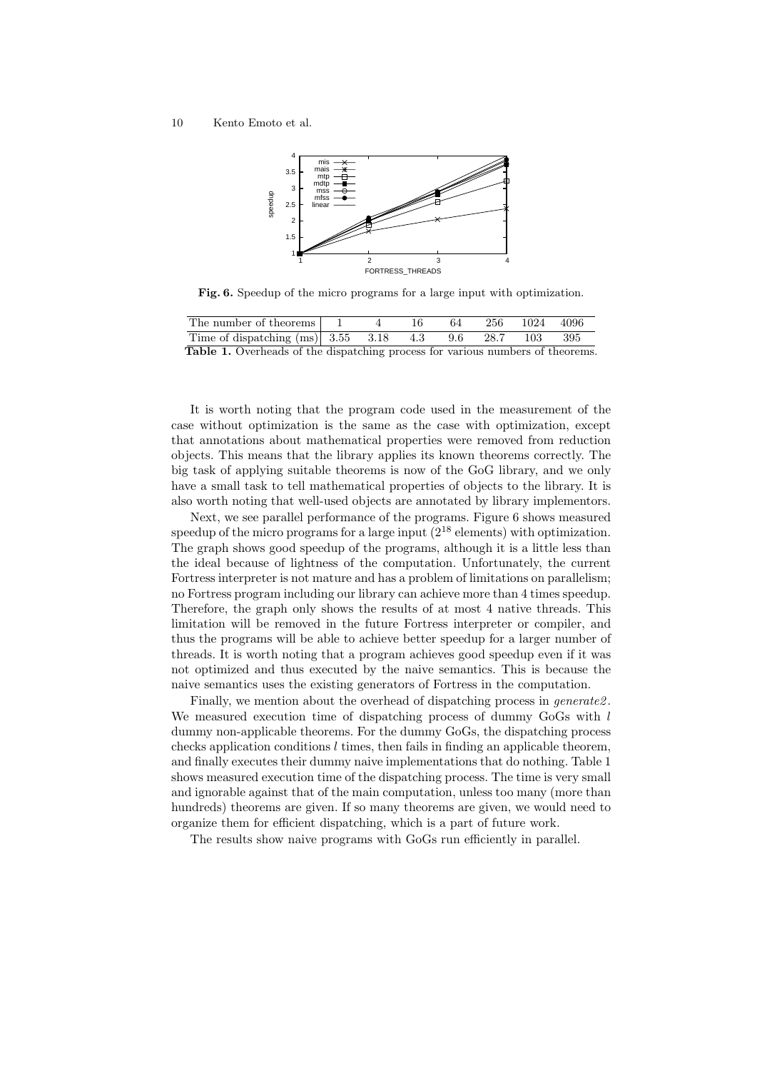**Fig. 6.** Speedup of the micro programs for a large input with optimization.

| The number of theorems | 1 | 4 | 16 | 64 | 256 | 1024 | 4096 |
|---|---|---|---|---|---|---|---|
| Time of dispatching (ms) | 3.55 | 3.18 | 4.3 | 9.6 | 28.7 | 103 | 395 |

**Table 1.** Overheads of the dispatching process for various numbers of theorems.

It is worth noting that the program code used in the measurement of the case without optimization is the same as the case with optimization, except that annotations about mathematical properties were removed from reduction objects. This means that the library applies its known theorems correctly. The big task of applying suitable theorems is now of the GoG library, and we only have a small task to tell mathematical properties of objects to the library. It is also worth noting that well-used objects are annotated by library implementors.

Next, we see parallel performance of the programs. Figure 6 shows measured speedup of the micro programs for a large input ($2^{18}$ elements) with optimization. The graph shows good speedup of the programs, although it is a little less than the ideal because of lightness of the computation. Unfortunately, the current Fortress interpreter is not mature and has a problem of limitations on parallelism; no Fortress program including our library can achieve more than 4 times speedup. Therefore, the graph only shows the results of at most 4 native threads. This limitation will be removed in the future Fortress interpreter or compiler, and thus the programs will be able to achieve better speedup for a larger number of threads. It is worth noting that a program achieves good speedup even if it was not optimized and thus executed by the naive semantics. This is because the naive semantics uses the existing generators of Fortress in the computation.

Finally, we mention about the overhead of dispatching process in *generate2*. We measured execution time of dispatching process of dummy GoGs with $l$ dummy non-applicable theorems. For the dummy GoGs, the dispatching process checks application conditions $l$ times, then fails in finding an applicable theorem, and finally executes their dummy naive implementations that do nothing. Table 1 shows measured execution time of the dispatching process. The time is very small and ignorable against that of the main computation, unless too many (more than hundreds) theorems are given. If so many theorems are given, we would need to organize them for efficient dispatching, which is a part of future work.

The results show naive programs with GoGs run efficiently in parallel.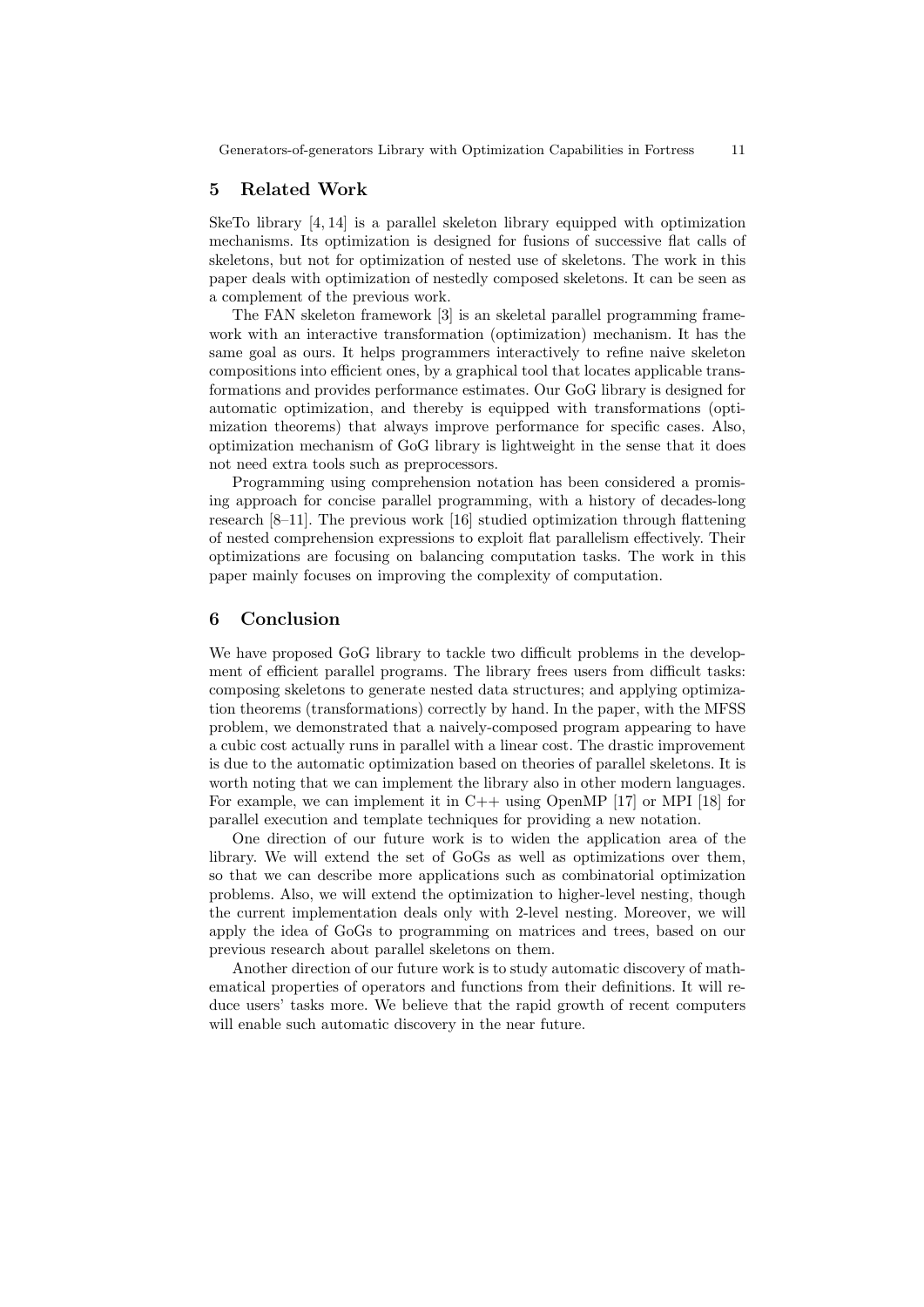## 5 Related Work

SkeTo library [4, 14] is a parallel skeleton library equipped with optimization mechanisms. Its optimization is designed for fusions of successive flat calls of skeletons, but not for optimization of nested use of skeletons. The work in this paper deals with optimization of nestedly composed skeletons. It can be seen as a complement of the previous work.

The FAN skeleton framework [3] is an skeletal parallel programming framework with an interactive transformation (optimization) mechanism. It has the same goal as ours. It helps programmers interactively to refine naive skeleton compositions into efficient ones, by a graphical tool that locates applicable transformations and provides performance estimates. Our GoG library is designed for automatic optimization, and thereby is equipped with transformations (optimization theorems) that always improve performance for specific cases. Also, optimization mechanism of GoG library is lightweight in the sense that it does not need extra tools such as preprocessors.

Programming using comprehension notation has been considered a promising approach for concise parallel programming, with a history of decades-long research [8–11]. The previous work [16] studied optimization through flattening of nested comprehension expressions to exploit flat parallelism effectively. Their optimizations are focusing on balancing computation tasks. The work in this paper mainly focuses on improving the complexity of computation.

## 6 Conclusion

We have proposed GoG library to tackle two difficult problems in the development of efficient parallel programs. The library frees users from difficult tasks: composing skeletons to generate nested data structures; and applying optimization theorems (transformations) correctly by hand. In the paper, with the MFSS problem, we demonstrated that a naively-composed program appearing to have a cubic cost actually runs in parallel with a linear cost. The drastic improvement is due to the automatic optimization based on theories of parallel skeletons. It is worth noting that we can implement the library also in other modern languages. For example, we can implement it in C++ using OpenMP [17] or MPI [18] for parallel execution and template techniques for providing a new notation.

One direction of our future work is to widen the application area of the library. We will extend the set of GoGs as well as optimizations over them, so that we can describe more applications such as combinatorial optimization problems. Also, we will extend the optimization to higher-level nesting, though the current implementation deals only with 2-level nesting. Moreover, we will apply the idea of GoGs to programming on matrices and trees, based on our previous research about parallel skeletons on them.

Another direction of our future work is to study automatic discovery of mathematical properties of operators and functions from their definitions. It will reduce users' tasks more. We believe that the rapid growth of recent computers will enable such automatic discovery in the near future.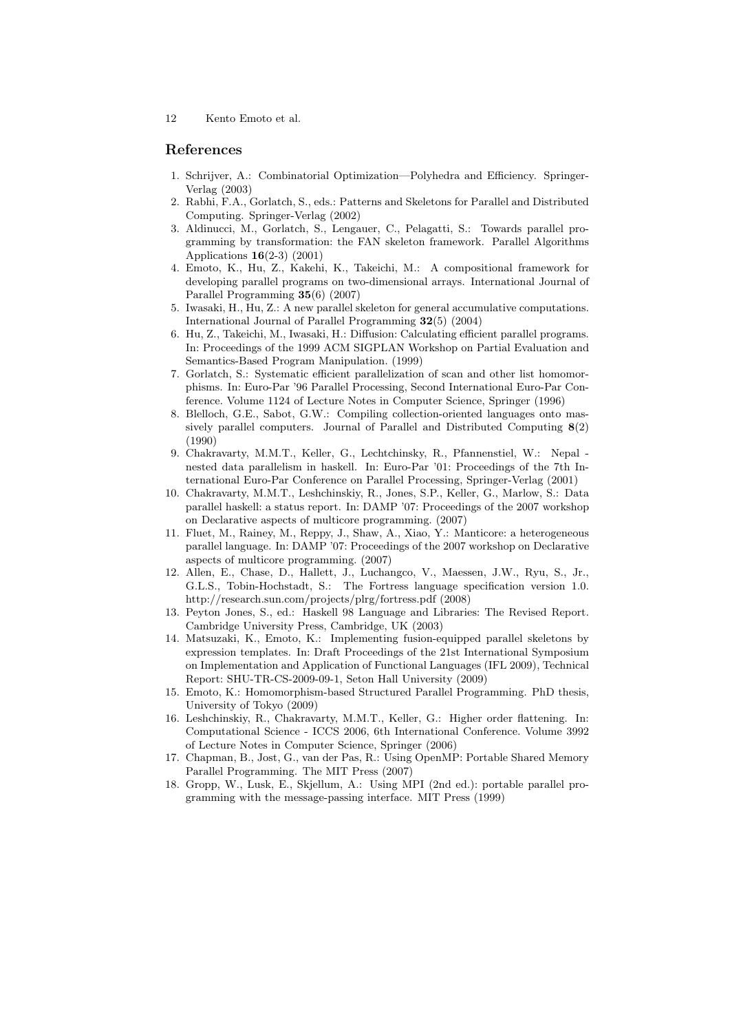## References

1. Schrijver, A.: Combinatorial Optimization—Polyhedra and Efficiency. Springer-Verlag (2003)
2. Rabhi, F.A., Gorlatch, S., eds.: Patterns and Skeletons for Parallel and Distributed Computing. Springer-Verlag (2002)
3. Aldinucci, M., Gorlatch, S., Lengauer, C., Pelagatti, S.: Towards parallel programming by transformation: the FAN skeleton framework. Parallel Algorithms Applications **16**(2-3) (2001)
4. Emoto, K., Hu, Z., Kakehi, K., Takeichi, M.: A compositional framework for developing parallel programs on two-dimensional arrays. International Journal of Parallel Programming **35**(6) (2007)
5. Iwasaki, H., Hu, Z.: A new parallel skeleton for general accumulative computations. International Journal of Parallel Programming **32**(5) (2004)
6. Hu, Z., Takeichi, M., Iwasaki, H.: Diffusion: Calculating efficient parallel programs. In: Proceedings of the 1999 ACM SIGPLAN Workshop on Partial Evaluation and Semantics-Based Program Manipulation. (1999)
7. Gorlatch, S.: Systematic efficient parallelization of scan and other list homomorphisms. In: Euro-Par '96 Parallel Processing, Second International Euro-Par Conference. Volume 1124 of Lecture Notes in Computer Science, Springer (1996)
8. Blelloch, G.E., Sabot, G.W.: Compiling collection-oriented languages onto massively parallel computers. Journal of Parallel and Distributed Computing **8**(2) (1990)
9. Chakravarty, M.M.T., Keller, G., Lechtchinsky, R., Pfannenstiel, W.: Nepal - nested data parallelism in haskell. In: Euro-Par '01: Proceedings of the 7th International Euro-Par Conference on Parallel Processing, Springer-Verlag (2001)
10. Chakravarty, M.M.T., Leshchinskiy, R., Jones, S.P., Keller, G., Marlow, S.: Data parallel haskell: a status report. In: DAMP '07: Proceedings of the 2007 workshop on Declarative aspects of multicore programming. (2007)
11. Fluet, M., Rainey, M., Reppy, J., Shaw, A., Xiao, Y.: Manticore: a heterogeneous parallel language. In: DAMP '07: Proceedings of the 2007 workshop on Declarative aspects of multicore programming. (2007)
12. Allen, E., Chase, D., Hallett, J., Luchangco, V., Maessen, J.W., Ryu, S., Jr., G.L.S., Tobin-Hochstadt, S.: The Fortress language specification version 1.0. http://research.sun.com/projects/plrg/fortress.pdf (2008)
13. Peyton Jones, S., ed.: Haskell 98 Language and Libraries: The Revised Report. Cambridge University Press, Cambridge, UK (2003)
14. Matsuzaki, K., Emoto, K.: Implementing fusion-equipped parallel skeletons by expression templates. In: Draft Proceedings of the 21st International Symposium on Implementation and Application of Functional Languages (IFL 2009), Technical Report: SHU-TR-CS-2009-09-1, Seton Hall University (2009)
15. Emoto, K.: Homomorphism-based Structured Parallel Programming. PhD thesis, University of Tokyo (2009)
16. Leshchinskiy, R., Chakravarty, M.M.T., Keller, G.: Higher order flattening. In: Computational Science - ICCS 2006, 6th International Conference. Volume 3992 of Lecture Notes in Computer Science, Springer (2006)
17. Chapman, B., Jost, G., van der Pas, R.: Using OpenMP: Portable Shared Memory Parallel Programming. The MIT Press (2007)
18. Gropp, W., Lusk, E., Skjellum, A.: Using MPI (2nd ed.): portable parallel programming with the message-passing interface. MIT Press (1999)